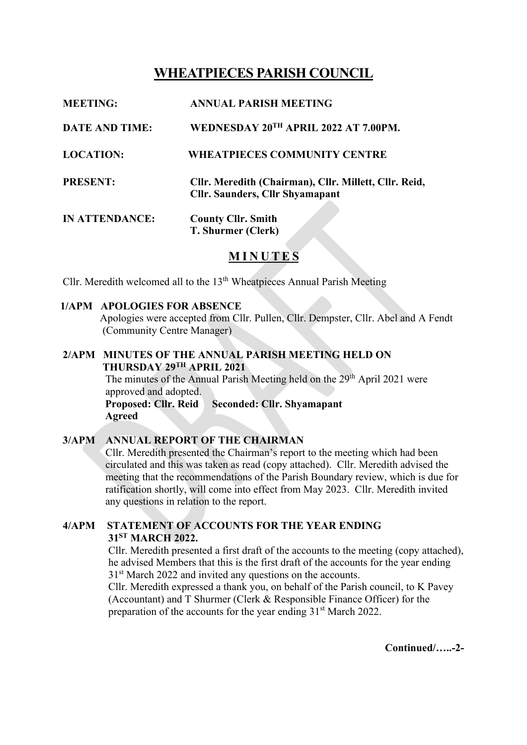# WHEATPIECES PARISH COUNCIL

**MEETING:** ANNUAL PARISH MEETING

**DATE AND TIME:** WEDNESDAY 20TH APRIL 2022 AT 7.00PM.

**LOCATION:** WHEATPIECES COMMUNITY CENTRE

**PRESENT:** Cllr. Meredith (Chairman), Cllr. Millett, Cllr. Reid, Cllr. Saunders, Cllr Shyamapant

**IN ATTENDANCE:** County Cllr. Smith
T. Shurmer (Clerk)

## MINUTES

Cllr. Meredith welcomed all to the 13th Wheatpieces Annual Parish Meeting

**1/APM APOLOGIES FOR ABSENCE**

Apologies were accepted from Cllr. Pullen, Cllr. Dempster, Cllr. Abel and A Fendt (Community Centre Manager)

**2/APM MINUTES OF THE ANNUAL PARISH MEETING HELD ON THURSDAY 29TH APRIL 2021**

The minutes of the Annual Parish Meeting held on the 29th April 2021 were approved and adopted.
**Proposed: Cllr. Reid Seconded: Cllr. Shyamapant**
**Agreed**

**3/APM ANNUAL REPORT OF THE CHAIRMAN**

Cllr. Meredith presented the Chairman's report to the meeting which had been circulated and this was taken as read (copy attached). Cllr. Meredith advised the meeting that the recommendations of the Parish Boundary review, which is due for ratification shortly, will come into effect from May 2023. Cllr. Meredith invited any questions in relation to the report.

**4/APM STATEMENT OF ACCOUNTS FOR THE YEAR ENDING 31ST MARCH 2022.**

Cllr. Meredith presented a first draft of the accounts to the meeting (copy attached), he advised Members that this is the first draft of the accounts for the year ending 31st March 2022 and invited any questions on the accounts.
Cllr. Meredith expressed a thank you, on behalf of the Parish council, to K Pavey (Accountant) and T Shurmer (Clerk & Responsible Finance Officer) for the preparation of the accounts for the year ending 31st March 2022.

**Continued/…..-2-**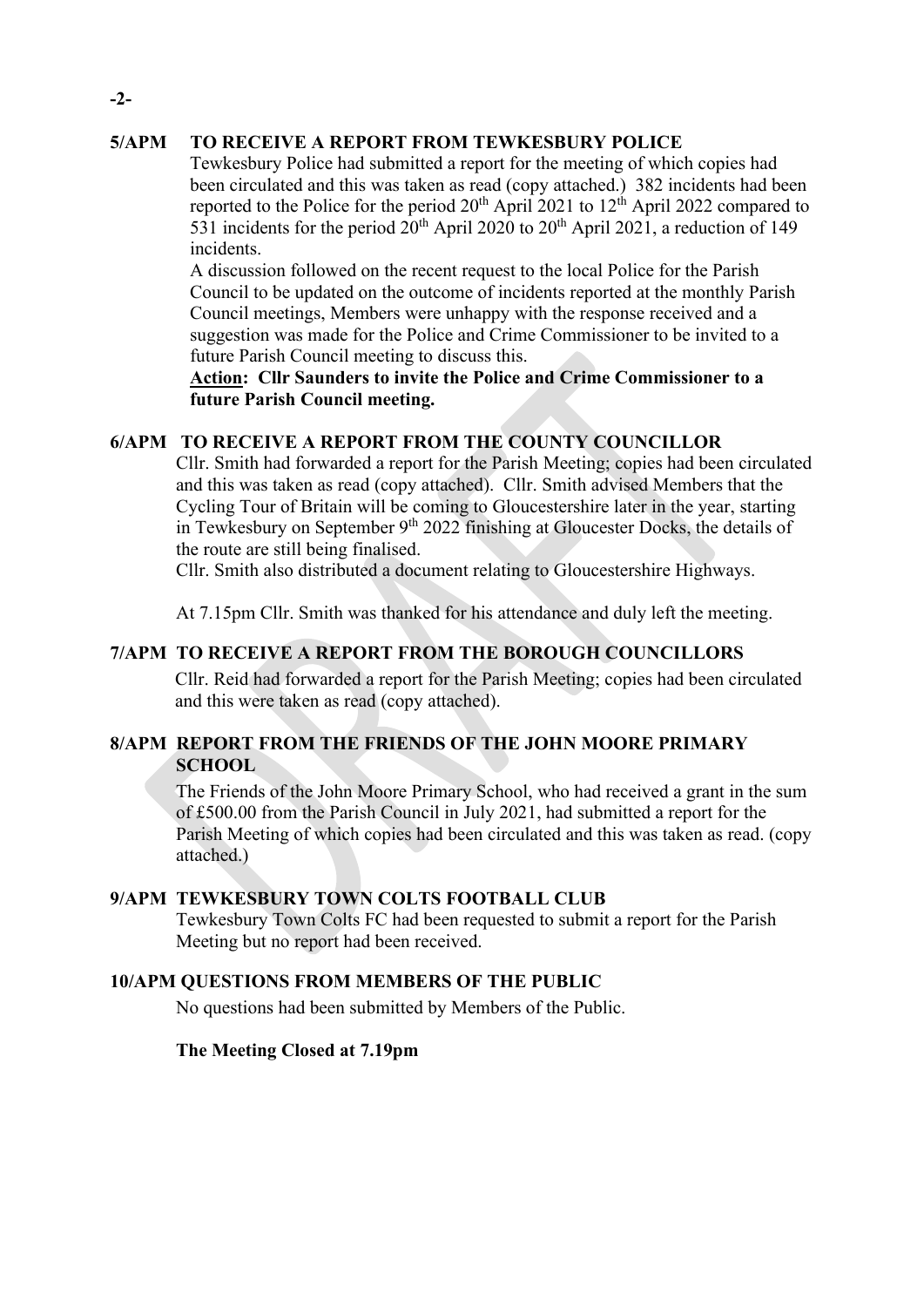## 5/APM TO RECEIVE A REPORT FROM TEWKESBURY POLICE

Tewkesbury Police had submitted a report for the meeting of which copies had been circulated and this was taken as read (copy attached.) 382 incidents had been reported to the Police for the period 20th April 2021 to 12th April 2022 compared to 531 incidents for the period 20th April 2020 to 20th April 2021, a reduction of 149 incidents.

A discussion followed on the recent request to the local Police for the Parish Council to be updated on the outcome of incidents reported at the monthly Parish Council meetings, Members were unhappy with the response received and a suggestion was made for the Police and Crime Commissioner to be invited to a future Parish Council meeting to discuss this.

**<u>Action</u>: Cllr Saunders to invite the Police and Crime Commissioner to a future Parish Council meeting.**

## 6/APM TO RECEIVE A REPORT FROM THE COUNTY COUNCILLOR

Cllr. Smith had forwarded a report for the Parish Meeting; copies had been circulated and this was taken as read (copy attached). Cllr. Smith advised Members that the Cycling Tour of Britain will be coming to Gloucestershire later in the year, starting in Tewkesbury on September 9th 2022 finishing at Gloucester Docks, the details of the route are still being finalised.

Cllr. Smith also distributed a document relating to Gloucestershire Highways.

At 7.15pm Cllr. Smith was thanked for his attendance and duly left the meeting.

## 7/APM TO RECEIVE A REPORT FROM THE BOROUGH COUNCILLORS

Cllr. Reid had forwarded a report for the Parish Meeting; copies had been circulated and this were taken as read (copy attached).

## 8/APM REPORT FROM THE FRIENDS OF THE JOHN MOORE PRIMARY SCHOOL

The Friends of the John Moore Primary School, who had received a grant in the sum of £500.00 from the Parish Council in July 2021, had submitted a report for the Parish Meeting of which copies had been circulated and this was taken as read. (copy attached.)

## 9/APM TEWKESBURY TOWN COLTS FOOTBALL CLUB

Tewkesbury Town Colts FC had been requested to submit a report for the Parish Meeting but no report had been received.

## 10/APM QUESTIONS FROM MEMBERS OF THE PUBLIC

No questions had been submitted by Members of the Public.

**The Meeting Closed at 7.19pm**